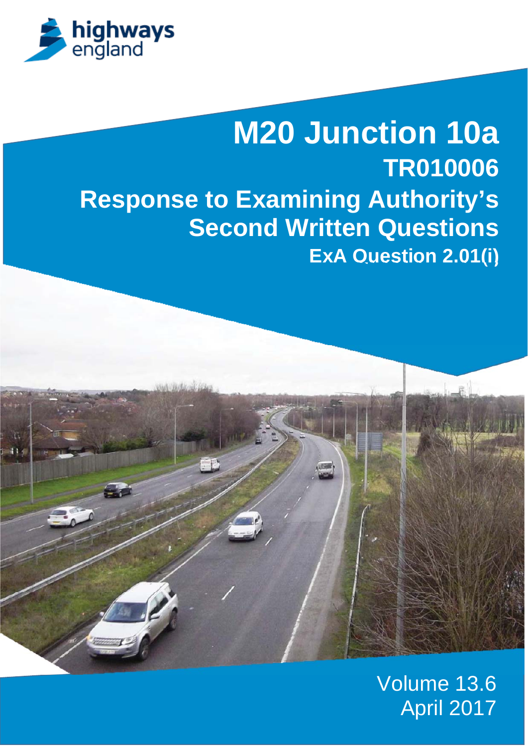highways england

# M20 Junction 10a

## TR010006

## Response to Examining Authority's Second Written Questions

### ExA Question 2.01(i)

Volume 13.6

April 2017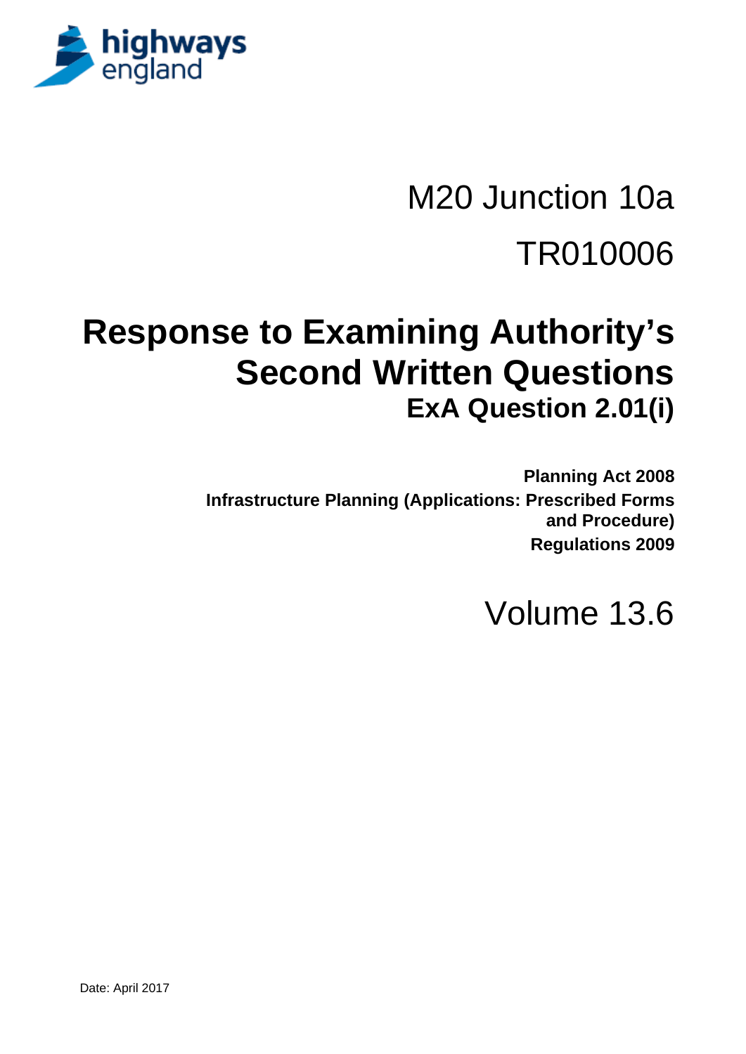highways england

M20 Junction 10a

TR010006

# Response to Examining Authority's Second Written Questions

## ExA Question 2.01(i)

**Planning Act 2008**
**Infrastructure Planning (Applications: Prescribed Forms and Procedure) Regulations 2009**

Volume 13.6

Date: April 2017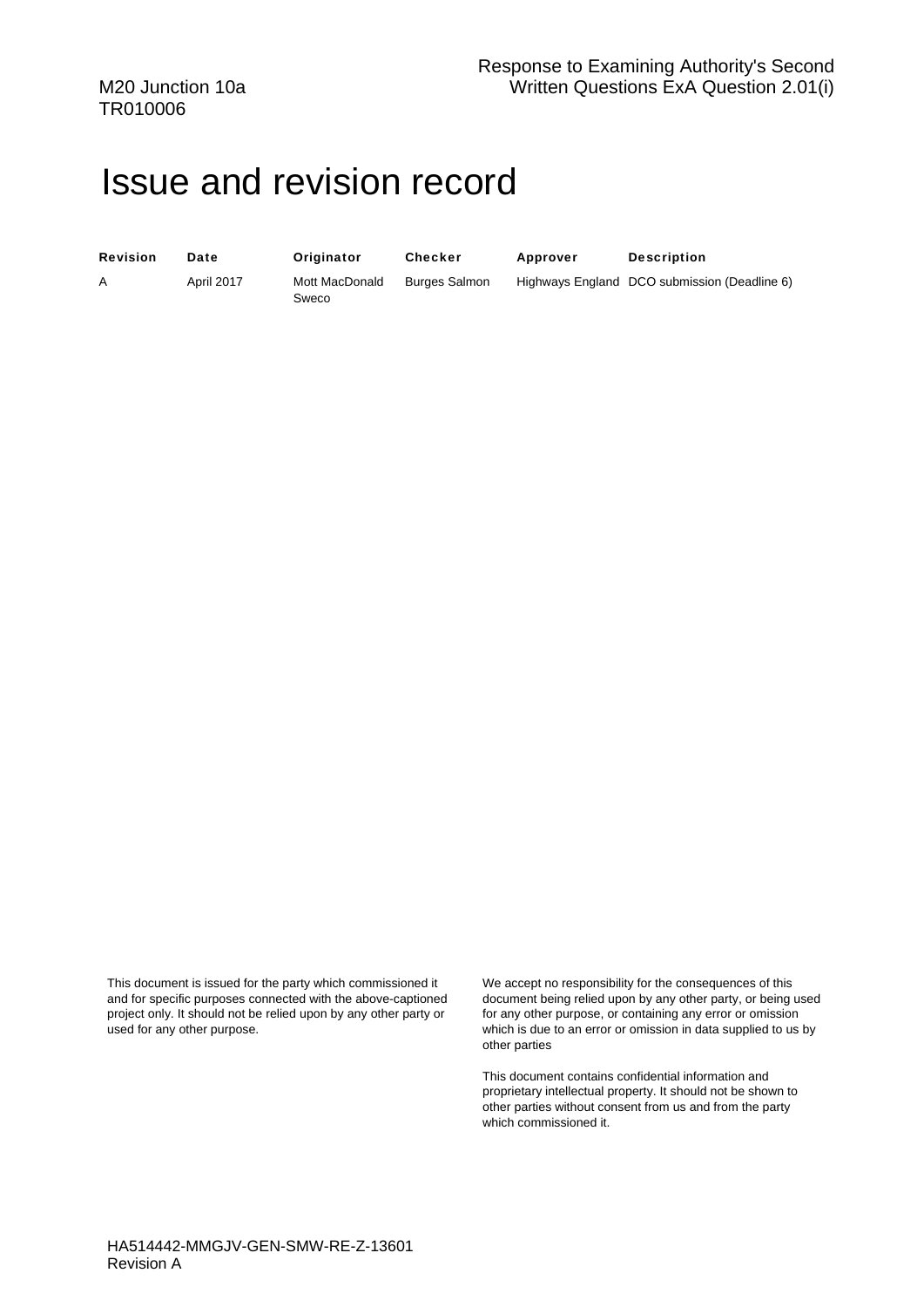# Issue and revision record

| Revision | Date | Originator | Checker | Approver | Description |
| --- | --- | --- | --- | --- | --- |
| A | April 2017 | Mott MacDonald Sweco | Burges Salmon | Highways England | DCO submission (Deadline 6) |

This document is issued for the party which commissioned it and for specific purposes connected with the above-captioned project only. It should not be relied upon by any other party or used for any other purpose.

We accept no responsibility for the consequences of this document being relied upon by any other party, or being used for any other purpose, or containing any error or omission which is due to an error or omission in data supplied to us by other parties

This document contains confidential information and proprietary intellectual property. It should not be shown to other parties without consent from us and from the party which commissioned it.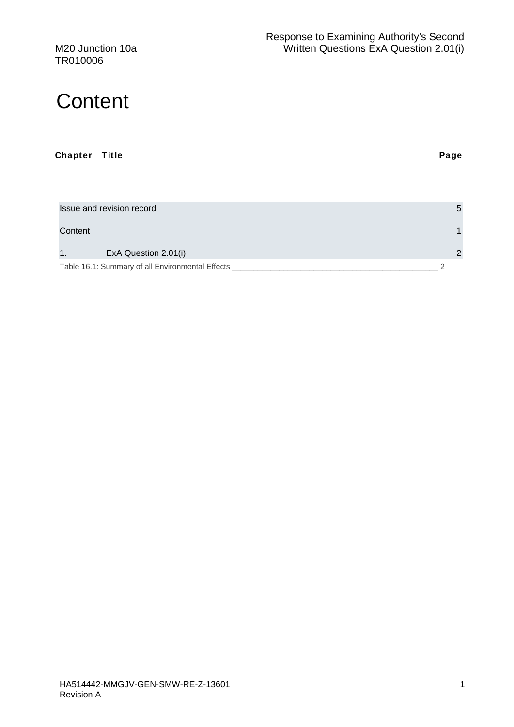# Content

| Chapter | Title | Page |
|---|---|---|
| Issue and revision record | | 5 |
| Content | | 1 |
| 1. | ExA Question 2.01(i) | 2 |
| Table 16.1: Summary of all Environmental Effects | | 2 |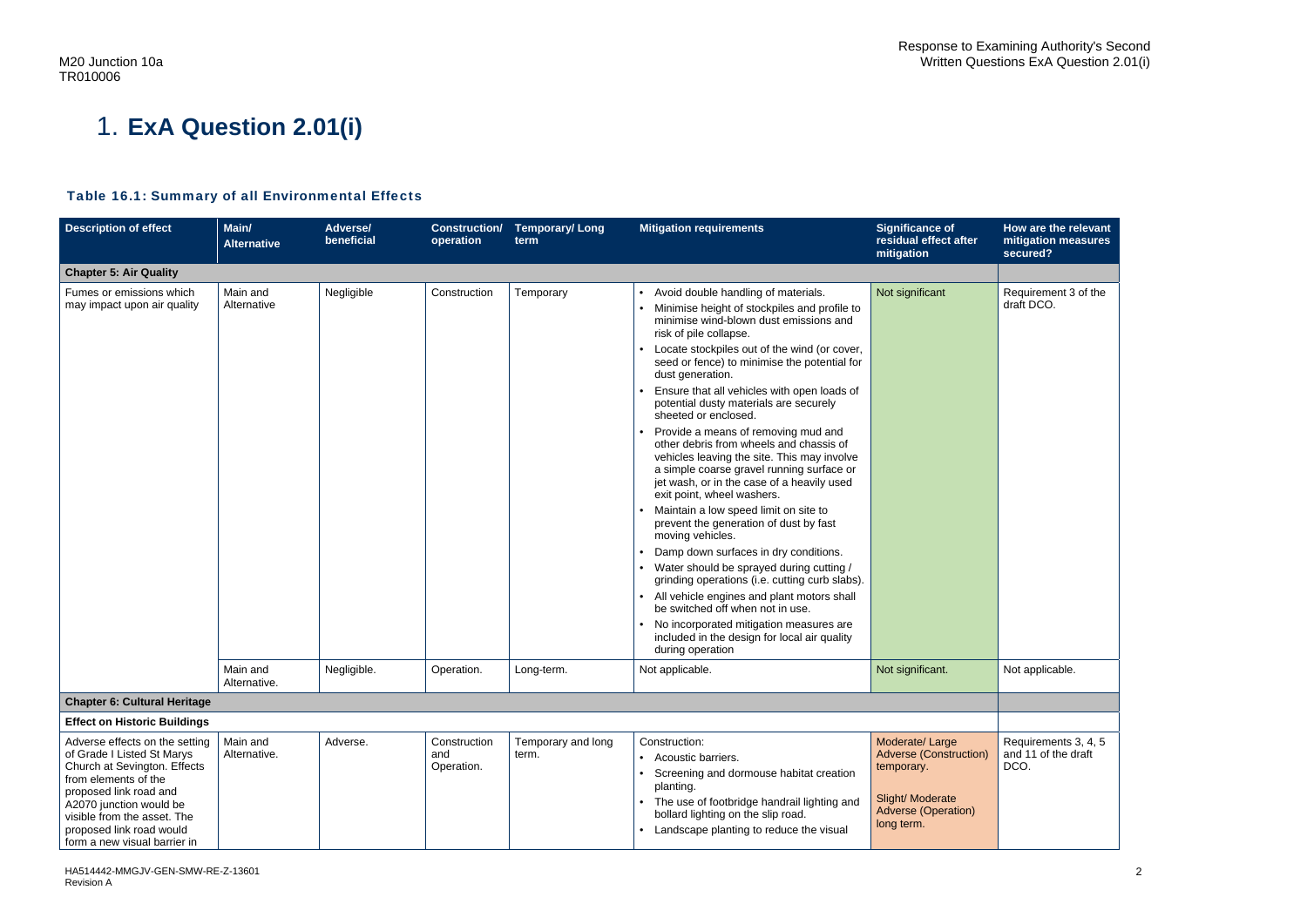# 1. ExA Question 2.01(i)

### Table 16.1: Summary of all Environmental Effects

| Description of effect | Main/ Alternative | Adverse/ beneficial | Construction/ operation | Temporary/ Long term | Mitigation requirements | Significance of residual effect after mitigation | How are the relevant mitigation measures secured? |
|---|---|---|---|---|---|---|---|
| **Chapter 5: Air Quality** | | | | | | | |
| Fumes or emissions which may impact upon air quality | Main and Alternative | Negligible | Construction | Temporary | • Avoid double handling of materials.<br>• Minimise height of stockpiles and profile to minimise wind-blown dust emissions and risk of pile collapse.<br>• Locate stockpiles out of the wind (or cover, seed or fence) to minimise the potential for dust generation.<br>• Ensure that all vehicles with open loads of potential dusty materials are securely sheeted or enclosed.<br>• Provide a means of removing mud and other debris from wheels and chassis of vehicles leaving the site. This may involve a simple coarse gravel running surface or jet wash, or in the case of a heavily used exit point, wheel washers.<br>• Maintain a low speed limit on site to prevent the generation of dust by fast moving vehicles.<br>• Damp down surfaces in dry conditions.<br>• Water should be sprayed during cutting / grinding operations (i.e. cutting curb slabs).<br>• All vehicle engines and plant motors shall be switched off when not in use.<br>• No incorporated mitigation measures are included in the design for local air quality during operation | Not significant | Requirement 3 of the draft DCO. |
| | Main and Alternative. | Negligible. | Operation. | Long-term. | Not applicable. | Not significant. | Not applicable. |
| **Chapter 6: Cultural Heritage** | | | | | | | |
| **Effect on Historic Buildings** | | | | | | | |
| Adverse effects on the setting of Grade I Listed St Marys Church at Sevington. Effects from elements of the proposed link road and A2070 junction would be visible from the asset. The proposed link road would form a new visual barrier in | Main and Alternative. | Adverse. | Construction and Operation. | Temporary and long term. | Construction:<br>• Acoustic barriers.<br>• Screening and dormouse habitat creation planting.<br>• The use of footbridge handrail lighting and bollard lighting on the slip road.<br>• Landscape planting to reduce the visual | Moderate/ Large Adverse (Construction) temporary.<br><br>Slight/ Moderate Adverse (Operation) long term. | Requirements 3, 4, 5 and 11 of the draft DCO. |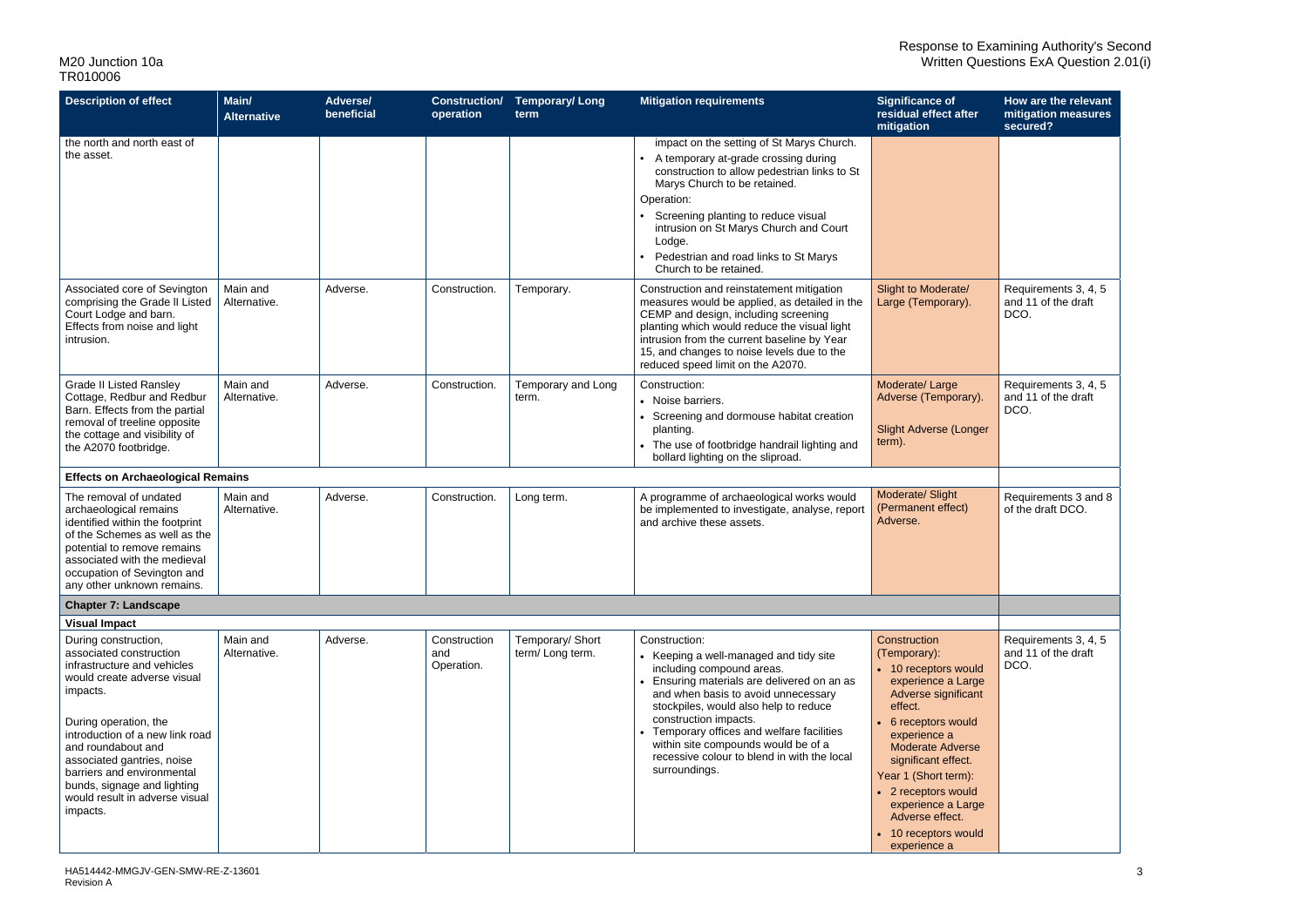| Description of effect | Main/ Alternative | Adverse/ beneficial | Construction/ operation | Temporary/ Long term | Mitigation requirements | Significance of residual effect after mitigation | How are the relevant mitigation measures secured? |
|---|---|---|---|---|---|---|---|
| the north and north east of the asset. | | | | | impact on the setting of St Marys Church.<br>• A temporary at-grade crossing during construction to allow pedestrian links to St Marys Church to be retained.<br>Operation:<br>• Screening planting to reduce visual intrusion on St Marys Church and Court Lodge.<br>• Pedestrian and road links to St Marys Church to be retained. | | |
| Associated core of Sevington comprising the Grade II Listed Court Lodge and barn. Effects from noise and light intrusion. | Main and Alternative. | Adverse. | Construction. | Temporary. | Construction and reinstatement mitigation measures would be applied, as detailed in the CEMP and design, including screening planting which would reduce the visual light intrusion from the current baseline by Year 15, and changes to noise levels due to the reduced speed limit on the A2070. | Slight to Moderate/ Large (Temporary). | Requirements 3, 4, 5 and 11 of the draft DCO. |
| Grade II Listed Ransley Cottage, Redbur and Redbur Barn. Effects from the partial removal of treeline opposite the cottage and visibility of the A2070 footbridge. | Main and Alternative. | Adverse. | Construction. | Temporary and Long term. | Construction:<br>• Noise barriers.<br>• Screening and dormouse habitat creation planting.<br>• The use of footbridge handrail lighting and bollard lighting on the sliproad. | Moderate/ Large Adverse (Temporary).<br><br>Slight Adverse (Longer term). | Requirements 3, 4, 5 and 11 of the draft DCO. |
| **Effects on Archaeological Remains** | | | | | | | |
| The removal of undated archaeological remains identified within the footprint of the Schemes as well as the potential to remove remains associated with the medieval occupation of Sevington and any other unknown remains. | Main and Alternative. | Adverse. | Construction. | Long term. | A programme of archaeological works would be implemented to investigate, analyse, report and archive these assets. | Moderate/ Slight (Permanent effect) Adverse. | Requirements 3 and 8 of the draft DCO. |
| **Chapter 7: Landscape** | | | | | | | |
| **Visual Impact** | | | | | | | |
| During construction, associated construction infrastructure and vehicles would create adverse visual impacts.<br><br>During operation, the introduction of a new link road and roundabout and associated gantries, noise barriers and environmental bunds, signage and lighting would result in adverse visual impacts. | Main and Alternative. | Adverse. | Construction and Operation. | Temporary/ Short term/ Long term. | Construction:<br>• Keeping a well-managed and tidy site including compound areas.<br>• Ensuring materials are delivered on an as and when basis to avoid unnecessary stockpiles, would also help to reduce construction impacts.<br>• Temporary offices and welfare facilities within site compounds would be of a recessive colour to blend in with the local surroundings. | Construction (Temporary):<br>• 10 receptors would experience a Large Adverse significant effect.<br>• 6 receptors would experience a Moderate Adverse significant effect.<br>Year 1 (Short term):<br>• 2 receptors would experience a Large Adverse effect.<br>• 10 receptors would experience a | Requirements 3, 4, 5 and 11 of the draft DCO. |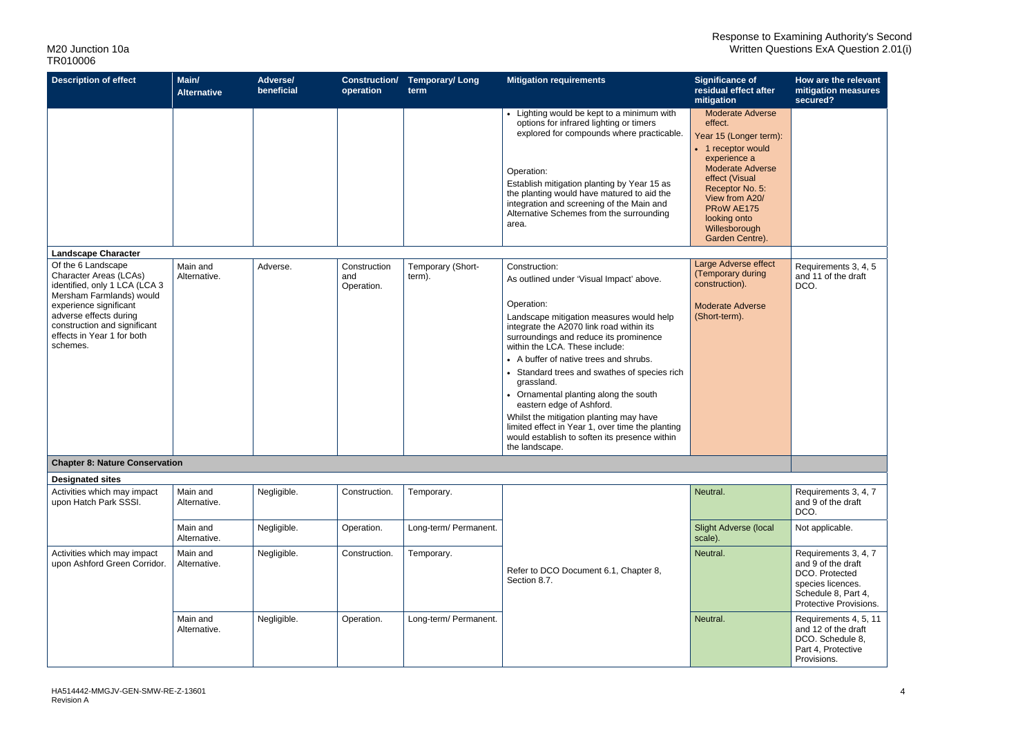| Description of effect | Main/ Alternative | Adverse/ beneficial | Construction/ operation | Temporary/ Long term | Mitigation requirements | Significance of residual effect after mitigation | How are the relevant mitigation measures secured? |
|---|---|---|---|---|---|---|---|
| | | | | | • Lighting would be kept to a minimum with options for infrared lighting or timers explored for compounds where practicable.<br><br>Operation:<br>Establish mitigation planting by Year 15 as the planting would have matured to aid the integration and screening of the Main and Alternative Schemes from the surrounding area. | Moderate Adverse effect.<br>Year 15 (Longer term):<br>• 1 receptor would experience a Moderate Adverse effect (Visual Receptor No. 5: View from A20/ PRoW AE175 looking onto Willesborough Garden Centre). | |
| **Landscape Character** | | | | | | | |
| Of the 6 Landscape Character Areas (LCAs) identified, only 1 LCA (LCA 3 Mersham Farmlands) would experience significant adverse effects during construction and significant effects in Year 1 for both schemes. | Main and Alternative. | Adverse. | Construction and Operation. | Temporary (Short-term). | Construction:<br>As outlined under 'Visual Impact' above.<br><br>Operation:<br>Landscape mitigation measures would help integrate the A2070 link road within its surroundings and reduce its prominence within the LCA. These include:<br>• A buffer of native trees and shrubs.<br>• Standard trees and swathes of species rich grassland.<br>• Ornamental planting along the south eastern edge of Ashford.<br>Whilst the mitigation planting may have limited effect in Year 1, over time the planting would establish to soften its presence within the landscape. | Large Adverse effect (Temporary during construction).<br><br>Moderate Adverse (Short-term). | Requirements 3, 4, 5 and 11 of the draft DCO. |
| **Chapter 8: Nature Conservation** | | | | | | | |
| **Designated sites** | | | | | | | |
| Activities which may impact upon Hatch Park SSSI. | Main and Alternative. | Negligible. | Construction. | Temporary. | Refer to DCO Document 6.1, Chapter 8, Section 8.7. | Neutral. | Requirements 3, 4, 7 and 9 of the draft DCO. |
| | Main and Alternative. | Negligible. | Operation. | Long-term/ Permanent. | | Slight Adverse (local scale). | Not applicable. |
| Activities which may impact upon Ashford Green Corridor. | Main and Alternative. | Negligible. | Construction. | Temporary. | | Neutral. | Requirements 3, 4, 7 and 9 of the draft DCO. Protected species licences. Schedule 8, Part 4, Protective Provisions. |
| | Main and Alternative. | Negligible. | Operation. | Long-term/ Permanent. | | Neutral. | Requirements 4, 5, 11 and 12 of the draft DCO. Schedule 8, Part 4, Protective Provisions. |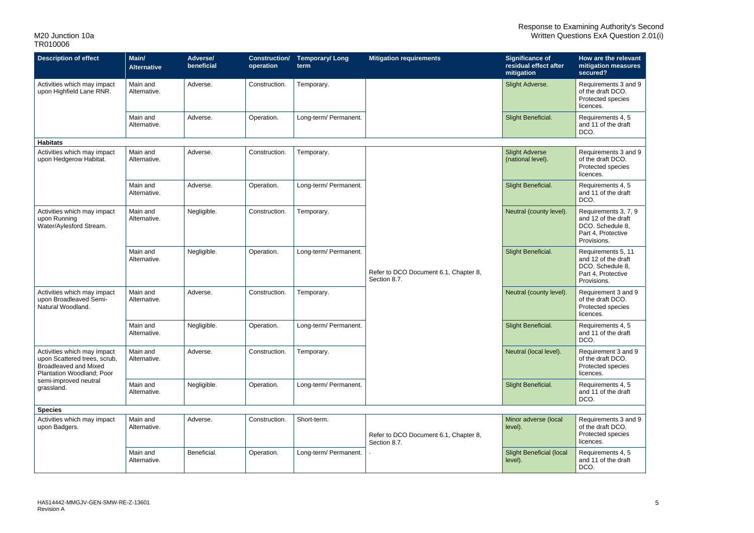| Description of effect | Main/ Alternative | Adverse/ beneficial | Construction/ operation | Temporary/ Long term | Mitigation requirements | Significance of residual effect after mitigation | How are the relevant mitigation measures secured? |
|---|---|---|---|---|---|---|---|
| Activities which may impact upon Highfield Lane RNR. | Main and Alternative. | Adverse. | Construction. | Temporary. | | Slight Adverse. | Requirements 3 and 9 of the draft DCO. Protected species licences. |
| | Main and Alternative. | Adverse. | Operation. | Long-term/ Permanent. | | Slight Beneficial. | Requirements 4, 5 and 11 of the draft DCO. |
| **Habitats** | | | | | | | |
| Activities which may impact upon Hedgerow Habitat. | Main and Alternative. | Adverse. | Construction. | Temporary. | Refer to DCO Document 6.1, Chapter 8, Section 8.7. | Slight Adverse (national level). | Requirements 3 and 9 of the draft DCO. Protected species licences. |
| | Main and Alternative. | Adverse. | Operation. | Long-term/ Permanent. | | Slight Beneficial. | Requirements 4, 5 and 11 of the draft DCO. |
| Activities which may impact upon Running Water/Aylesford Stream. | Main and Alternative. | Negligible. | Construction. | Temporary. | | Neutral (county level). | Requirements 3, 7, 9 and 12 of the draft DCO. Schedule 8, Part 4, Protective Provisions. |
| | Main and Alternative. | Negligible. | Operation. | Long-term/ Permanent. | | Slight Beneficial. | Requirements 5, 11 and 12 of the draft DCO. Schedule 8, Part 4, Protective Provisions. |
| Activities which may impact upon Broadleaved Semi-Natural Woodland. | Main and Alternative. | Adverse. | Construction. | Temporary. | | Neutral (county level). | Requirement 3 and 9 of the draft DCO. Protected species licences. |
| | Main and Alternative. | Negligible. | Operation. | Long-term/ Permanent. | | Slight Beneficial. | Requirements 4, 5 and 11 of the draft DCO. |
| Activities which may impact upon Scattered trees, scrub, Broadleaved and Mixed Plantation Woodland; Poor semi-improved neutral grassland. | Main and Alternative. | Adverse. | Construction. | Temporary. | | Neutral (local level). | Requirement 3 and 9 of the draft DCO. Protected species licences. |
| | Main and Alternative. | Negligible. | Operation. | Long-term/ Permanent. | | Slight Beneficial. | Requirements 4, 5 and 11 of the draft DCO. |
| **Species** | | | | | | | |
| Activities which may impact upon Badgers. | Main and Alternative. | Adverse. | Construction. | Short-term. | Refer to DCO Document 6.1, Chapter 8, Section 8.7. | Minor adverse (local level). | Requirements 3 and 9 of the draft DCO. Protected species licences. |
| | Main and Alternative. | Beneficial. | Operation. | Long-term/ Permanent. | . | Slight Beneficial (local level). | Requirements 4, 5 and 11 of the draft DCO. |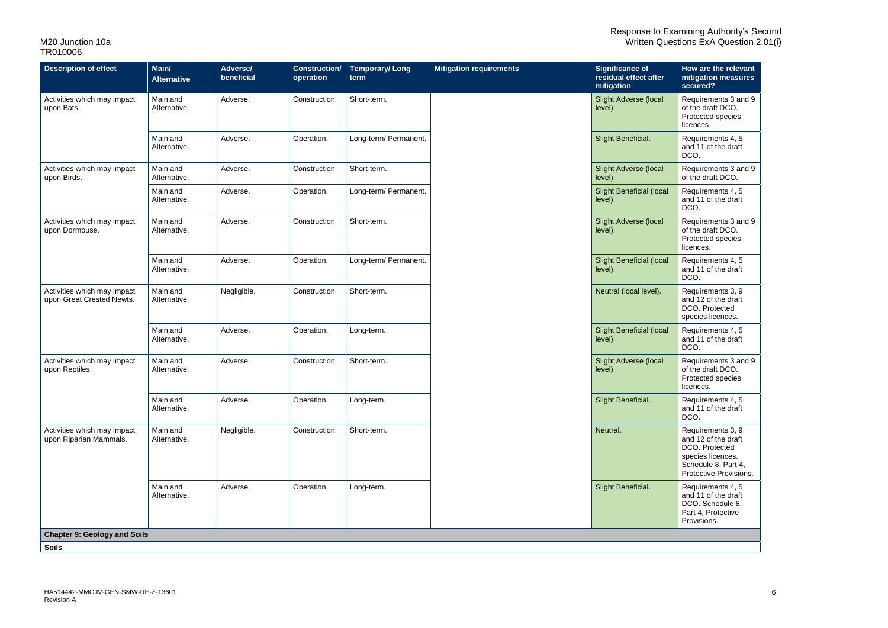| Description of effect | Main/ Alternative | Adverse/ beneficial | Construction/ operation | Temporary/ Long term | Mitigation requirements | Significance of residual effect after mitigation | How are the relevant mitigation measures secured? |
|---|---|---|---|---|---|---|---|
| Activities which may impact upon Bats. | Main and Alternative. | Adverse. | Construction. | Short-term. | | Slight Adverse (local level). | Requirements 3 and 9 of the draft DCO. Protected species licences. |
| | Main and Alternative. | Adverse. | Operation. | Long-term/ Permanent. | | Slight Beneficial. | Requirements 4, 5 and 11 of the draft DCO. |
| Activities which may impact upon Birds. | Main and Alternative. | Adverse. | Construction. | Short-term. | | Slight Adverse (local level). | Requirements 3 and 9 of the draft DCO. |
| | Main and Alternative. | Adverse. | Operation. | Long-term/ Permanent. | | Slight Beneficial (local level). | Requirements 4, 5 and 11 of the draft DCO. |
| Activities which may impact upon Dormouse. | Main and Alternative. | Adverse. | Construction. | Short-term. | | Slight Adverse (local level). | Requirements 3 and 9 of the draft DCO. Protected species licences. |
| | Main and Alternative. | Adverse. | Operation. | Long-term/ Permanent. | | Slight Beneficial (local level). | Requirements 4, 5 and 11 of the draft DCO. |
| Activities which may impact upon Great Crested Newts. | Main and Alternative. | Negligible. | Construction. | Short-term. | | Neutral (local level). | Requirements 3, 9 and 12 of the draft DCO. Protected species licences. |
| | Main and Alternative. | Adverse. | Operation. | Long-term. | | Slight Beneficial (local level). | Requirements 4, 5 and 11 of the draft DCO. |
| Activities which may impact upon Reptiles. | Main and Alternative. | Adverse. | Construction. | Short-term. | | Slight Adverse (local level). | Requirements 3 and 9 of the draft DCO. Protected species licences. |
| | Main and Alternative. | Adverse. | Operation. | Long-term. | | Slight Beneficial. | Requirements 4, 5 and 11 of the draft DCO. |
| Activities which may impact upon Riparian Mammals. | Main and Alternative. | Negligible. | Construction. | Short-term. | | Neutral. | Requirements 3, 9 and 12 of the draft DCO. Protected species licences. Schedule 8, Part 4, Protective Provisions. |
| | Main and Alternative. | Adverse. | Operation. | Long-term. | | Slight Beneficial. | Requirements 4, 5 and 11 of the draft DCO. Schedule 8, Part 4, Protective Provisions. |
| **Chapter 9: Geology and Soils** | | | | | | | |
| **Soils** | | | | | | | |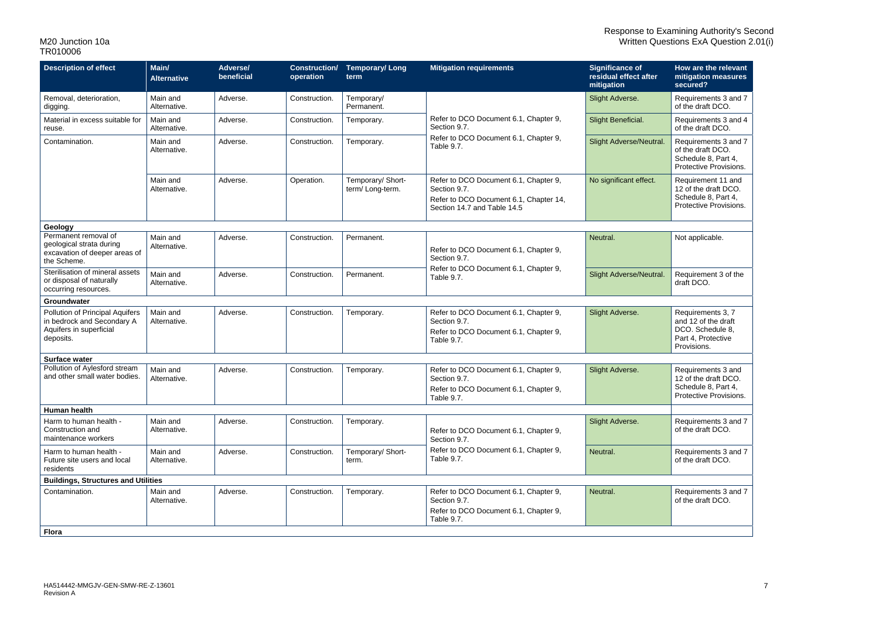| Description of effect | Main/ Alternative | Adverse/ beneficial | Construction/ operation | Temporary/ Long term | Mitigation requirements | Significance of residual effect after mitigation | How are the relevant mitigation measures secured? |
|---|---|---|---|---|---|---|---|
| Removal, deterioration, digging. | Main and Alternative. | Adverse. | Construction. | Temporary/ Permanent. | Refer to DCO Document 6.1, Chapter 9, Section 9.7. Refer to DCO Document 6.1, Chapter 9, Table 9.7. | Slight Adverse. | Requirements 3 and 7 of the draft DCO. |
| Material in excess suitable for reuse. | Main and Alternative. | Adverse. | Construction. | Temporary. | | Slight Beneficial. | Requirements 3 and 4 of the draft DCO. |
| Contamination. | Main and Alternative. | Adverse. | Construction. | Temporary. | | Slight Adverse/Neutral. | Requirements 3 and 7 of the draft DCO. Schedule 8, Part 4, Protective Provisions. |
| | Main and Alternative. | Adverse. | Operation. | Temporary/ Short-term/ Long-term. | Refer to DCO Document 6.1, Chapter 9, Section 9.7. Refer to DCO Document 6.1, Chapter 14, Section 14.7 and Table 14.5 | No significant effect. | Requirement 11 and 12 of the draft DCO. Schedule 8, Part 4, Protective Provisions. |
| **Geology** | | | | | | | |
| Permanent removal of geological strata during excavation of deeper areas of the Scheme. | Main and Alternative. | Adverse. | Construction. | Permanent. | Refer to DCO Document 6.1, Chapter 9, Section 9.7. Refer to DCO Document 6.1, Chapter 9, Table 9.7. | Neutral. | Not applicable. |
| Sterilisation of mineral assets or disposal of naturally occurring resources. | Main and Alternative. | Adverse. | Construction. | Permanent. | | Slight Adverse/Neutral. | Requirement 3 of the draft DCO. |
| **Groundwater** | | | | | | | |
| Pollution of Principal Aquifers in bedrock and Secondary A Aquifers in superficial deposits. | Main and Alternative. | Adverse. | Construction. | Temporary. | Refer to DCO Document 6.1, Chapter 9, Section 9.7. Refer to DCO Document 6.1, Chapter 9, Table 9.7. | Slight Adverse. | Requirements 3, 7 and 12 of the draft DCO. Schedule 8, Part 4, Protective Provisions. |
| **Surface water** | | | | | | | |
| Pollution of Aylesford stream and other small water bodies. | Main and Alternative. | Adverse. | Construction. | Temporary. | Refer to DCO Document 6.1, Chapter 9, Section 9.7. Refer to DCO Document 6.1, Chapter 9, Table 9.7. | Slight Adverse. | Requirements 3 and 12 of the draft DCO. Schedule 8, Part 4, Protective Provisions. |
| **Human health** | | | | | | | |
| Harm to human health - Construction and maintenance workers | Main and Alternative. | Adverse. | Construction. | Temporary. | Refer to DCO Document 6.1, Chapter 9, Section 9.7. Refer to DCO Document 6.1, Chapter 9, Table 9.7. | Slight Adverse. | Requirements 3 and 7 of the draft DCO. |
| Harm to human health - Future site users and local residents | Main and Alternative. | Adverse. | Construction. | Temporary/ Short-term. | | Neutral. | Requirements 3 and 7 of the draft DCO. |
| **Buildings, Structures and Utilities** | | | | | | | |
| Contamination. | Main and Alternative. | Adverse. | Construction. | Temporary. | Refer to DCO Document 6.1, Chapter 9, Section 9.7. Refer to DCO Document 6.1, Chapter 9, Table 9.7. | Neutral. | Requirements 3 and 7 of the draft DCO. |
| **Flora** | | | | | | | |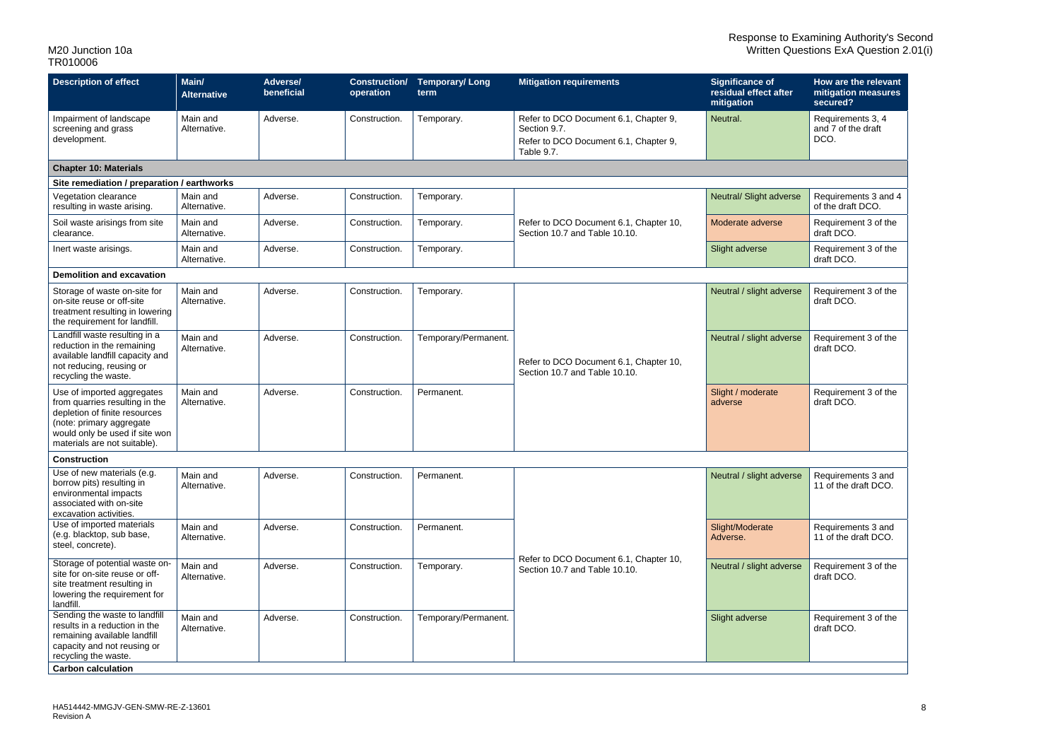| Description of effect | Main/ Alternative | Adverse/ beneficial | Construction/ operation | Temporary/ Long term | Mitigation requirements | Significance of residual effect after mitigation | How are the relevant mitigation measures secured? |
|---|---|---|---|---|---|---|---|
| Impairment of landscape screening and grass development. | Main and Alternative. | Adverse. | Construction. | Temporary. | Refer to DCO Document 6.1, Chapter 9, Section 9.7. Refer to DCO Document 6.1, Chapter 9, Table 9.7. | Neutral. | Requirements 3, 4 and 7 of the draft DCO. |
| **Chapter 10: Materials** | | | | | | | |
| **Site remediation / preparation / earthworks** | | | | | | | |
| Vegetation clearance resulting in waste arising. | Main and Alternative. | Adverse. | Construction. | Temporary. | Refer to DCO Document 6.1, Chapter 10, Section 10.7 and Table 10.10. | Neutral/ Slight adverse | Requirements 3 and 4 of the draft DCO. |
| Soil waste arisings from site clearance. | Main and Alternative. | Adverse. | Construction. | Temporary. | | Moderate adverse | Requirement 3 of the draft DCO. |
| Inert waste arisings. | Main and Alternative. | Adverse. | Construction. | Temporary. | | Slight adverse | Requirement 3 of the draft DCO. |
| **Demolition and excavation** | | | | | | | |
| Storage of waste on-site for on-site reuse or off-site treatment resulting in lowering the requirement for landfill. | Main and Alternative. | Adverse. | Construction. | Temporary. | Refer to DCO Document 6.1, Chapter 10, Section 10.7 and Table 10.10. | Neutral / slight adverse | Requirement 3 of the draft DCO. |
| Landfill waste resulting in a reduction in the remaining available landfill capacity and not reducing, reusing or recycling the waste. | Main and Alternative. | Adverse. | Construction. | Temporary/Permanent. | | Neutral / slight adverse | Requirement 3 of the draft DCO. |
| Use of imported aggregates from quarries resulting in the depletion of finite resources (note: primary aggregate would only be used if site won materials are not suitable). | Main and Alternative. | Adverse. | Construction. | Permanent. | | Slight / moderate adverse | Requirement 3 of the draft DCO. |
| **Construction** | | | | | | | |
| Use of new materials (e.g. borrow pits) resulting in environmental impacts associated with on-site excavation activities. | Main and Alternative. | Adverse. | Construction. | Permanent. | Refer to DCO Document 6.1, Chapter 10, Section 10.7 and Table 10.10. | Neutral / slight adverse | Requirements 3 and 11 of the draft DCO. |
| Use of imported materials (e.g. blacktop, sub base, steel, concrete). | Main and Alternative. | Adverse. | Construction. | Permanent. | | Slight/Moderate Adverse. | Requirements 3 and 11 of the draft DCO. |
| Storage of potential waste on-site for on-site reuse or off-site treatment resulting in lowering the requirement for landfill. | Main and Alternative. | Adverse. | Construction. | Temporary. | | Neutral / slight adverse | Requirement 3 of the draft DCO. |
| Sending the waste to landfill results in a reduction in the remaining available landfill capacity and not reusing or recycling the waste. | Main and Alternative. | Adverse. | Construction. | Temporary/Permanent. | | Slight adverse | Requirement 3 of the draft DCO. |
| **Carbon calculation** | | | | | | | |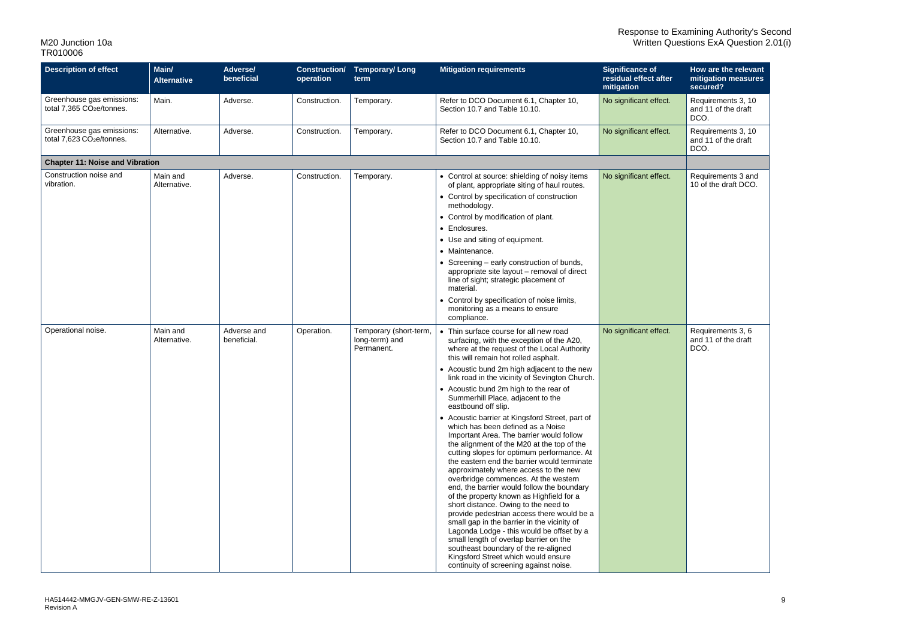| Description of effect | Main/ Alternative | Adverse/ beneficial | Construction/ operation | Temporary/ Long term | Mitigation requirements | Significance of residual effect after mitigation | How are the relevant mitigation measures secured? |
|---|---|---|---|---|---|---|---|
| Greenhouse gas emissions: total 7,365 $CO_2e$/tonnes. | Main. | Adverse. | Construction. | Temporary. | Refer to DCO Document 6.1, Chapter 10, Section 10.7 and Table 10.10. | No significant effect. | Requirements 3, 10 and 11 of the draft DCO. |
| Greenhouse gas emissions: total 7,623 $CO_2e$/tonnes. | Alternative. | Adverse. | Construction. | Temporary. | Refer to DCO Document 6.1, Chapter 10, Section 10.7 and Table 10.10. | No significant effect. | Requirements 3, 10 and 11 of the draft DCO. |
| **Chapter 11: Noise and Vibration** | | | | | | | |
| Construction noise and vibration. | Main and Alternative. | Adverse. | Construction. | Temporary. | • Control at source: shielding of noisy items of plant, appropriate siting of haul routes.<br>• Control by specification of construction methodology.<br>• Control by modification of plant.<br>• Enclosures.<br>• Use and siting of equipment.<br>• Maintenance.<br>• Screening – early construction of bunds, appropriate site layout – removal of direct line of sight; strategic placement of material.<br>• Control by specification of noise limits, monitoring as a means to ensure compliance. | No significant effect. | Requirements 3 and 10 of the draft DCO. |
| Operational noise. | Main and Alternative. | Adverse and beneficial. | Operation. | Temporary (short-term, long-term) and Permanent. | • Thin surface course for all new road surfacing, with the exception of the A20, where at the request of the Local Authority this will remain hot rolled asphalt.<br>• Acoustic bund 2m high adjacent to the new link road in the vicinity of Sevington Church.<br>• Acoustic bund 2m high to the rear of Summerhill Place, adjacent to the eastbound off slip.<br>• Acoustic barrier at Kingsford Street, part of which has been defined as a Noise Important Area. The barrier would follow the alignment of the M20 at the top of the cutting slopes for optimum performance. At the eastern end the barrier would terminate approximately where access to the new overbridge commences. At the western end, the barrier would follow the boundary of the property known as Highfield for a short distance. Owing to the need to provide pedestrian access there would be a small gap in the barrier in the vicinity of Lagonda Lodge - this would be offset by a small length of overlap barrier on the southeast boundary of the re-aligned Kingsford Street which would ensure continuity of screening against noise. | No significant effect. | Requirements 3, 6 and 11 of the draft DCO. |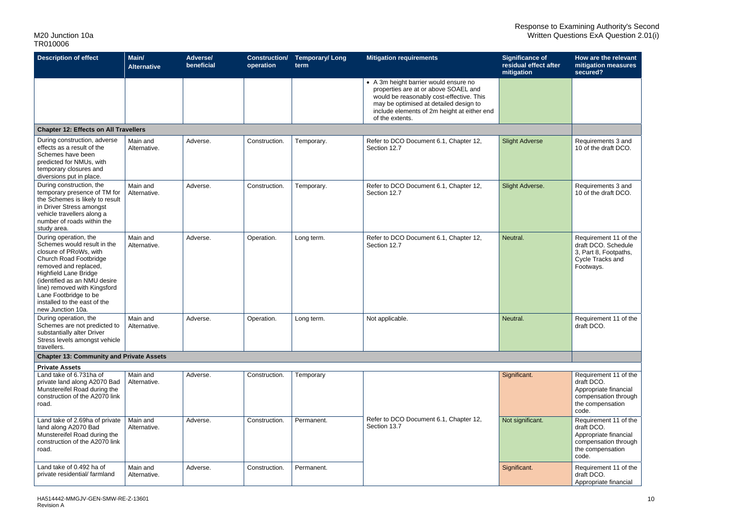| Description of effect | Main/ Alternative | Adverse/ beneficial | Construction/ operation | Temporary/ Long term | Mitigation requirements | Significance of residual effect after mitigation | How are the relevant mitigation measures secured? |
|---|---|---|---|---|---|---|---|
| | | | | | • A 3m height barrier would ensure no properties are at or above SOAEL and would be reasonably cost-effective. This may be optimised at detailed design to include elements of 2m height at either end of the extents. | | |
| **Chapter 12: Effects on All Travellers** | | | | | | | |
| During construction, adverse effects as a result of the Schemes have been predicted for NMUs, with temporary closures and diversions put in place. | Main and Alternative. | Adverse. | Construction. | Temporary. | Refer to DCO Document 6.1, Chapter 12, Section 12.7 | Slight Adverse | Requirements 3 and 10 of the draft DCO. |
| During construction, the temporary presence of TM for the Schemes is likely to result in Driver Stress amongst vehicle travellers along a number of roads within the study area. | Main and Alternative. | Adverse. | Construction. | Temporary. | Refer to DCO Document 6.1, Chapter 12, Section 12.7 | Slight Adverse. | Requirements 3 and 10 of the draft DCO. |
| During operation, the Schemes would result in the closure of PRoWs, with Church Road Footbridge removed and replaced, Highfield Lane Bridge (identified as an NMU desire line) removed with Kingsford Lane Footbridge to be installed to the east of the new Junction 10a. | Main and Alternative. | Adverse. | Operation. | Long term. | Refer to DCO Document 6.1, Chapter 12, Section 12.7 | Neutral. | Requirement 11 of the draft DCO. Schedule 3, Part 8, Footpaths, Cycle Tracks and Footways. |
| During operation, the Schemes are not predicted to substantially alter Driver Stress levels amongst vehicle travellers. | Main and Alternative. | Adverse. | Operation. | Long term. | Not applicable. | Neutral. | Requirement 11 of the draft DCO. |
| **Chapter 13: Community and Private Assets** | | | | | | | |
| **Private Assets** | | | | | | | |
| Land take of 6.731ha of private land along A2070 Bad Munstereifel Road during the construction of the A2070 link road. | Main and Alternative. | Adverse. | Construction. | Temporary | Refer to DCO Document 6.1, Chapter 12, Section 13.7 | Significant. | Requirement 11 of the draft DCO. Appropriate financial compensation through the compensation code. |
| Land take of 2.69ha of private land along A2070 Bad Munstereifel Road during the construction of the A2070 link road. | Main and Alternative. | Adverse. | Construction. | Permanent. | Refer to DCO Document 6.1, Chapter 12, Section 13.7 | Not significant. | Requirement 11 of the draft DCO. Appropriate financial compensation through the compensation code. |
| Land take of 0.492 ha of private residential/ farmland | Main and Alternative. | Adverse. | Construction. | Permanent. | Refer to DCO Document 6.1, Chapter 12, Section 13.7 | Significant. | Requirement 11 of the draft DCO. Appropriate financial |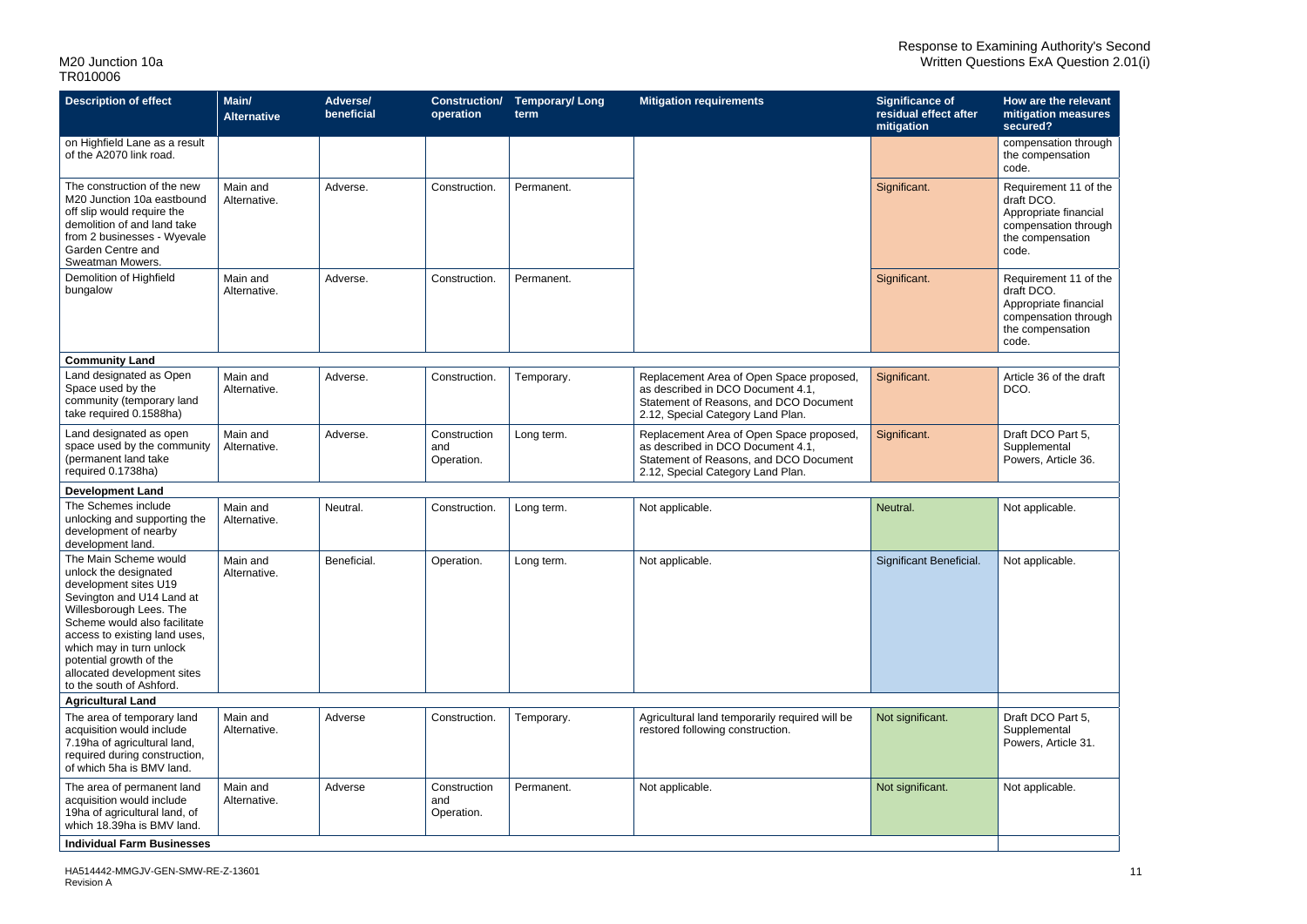| Description of effect | Main/ Alternative | Adverse/ beneficial | Construction/ operation | Temporary/ Long term | Mitigation requirements | Significance of residual effect after mitigation | How are the relevant mitigation measures secured? |
|---|---|---|---|---|---|---|---|
| on Highfield Lane as a result of the A2070 link road. | | | | | | | compensation through the compensation code. |
| The construction of the new M20 Junction 10a eastbound off slip would require the demolition of and land take from 2 businesses - Wyevale Garden Centre and Sweatman Mowers. | Main and Alternative. | Adverse. | Construction. | Permanent. | | Significant. | Requirement 11 of the draft DCO. Appropriate financial compensation through the compensation code. |
| Demolition of Highfield bungalow | Main and Alternative. | Adverse. | Construction. | Permanent. | | Significant. | Requirement 11 of the draft DCO. Appropriate financial compensation through the compensation code. |
| **Community Land** | | | | | | | |
| Land designated as Open Space used by the community (temporary land take required 0.1588ha) | Main and Alternative. | Adverse. | Construction. | Temporary. | Replacement Area of Open Space proposed, as described in DCO Document 4.1, Statement of Reasons, and DCO Document 2.12, Special Category Land Plan. | Significant. | Article 36 of the draft DCO. |
| Land designated as open space used by the community (permanent land take required 0.1738ha) | Main and Alternative. | Adverse. | Construction and Operation. | Long term. | Replacement Area of Open Space proposed, as described in DCO Document 4.1, Statement of Reasons, and DCO Document 2.12, Special Category Land Plan. | Significant. | Draft DCO Part 5, Supplemental Powers, Article 36. |
| **Development Land** | | | | | | | |
| The Schemes include unlocking and supporting the development of nearby development land. | Main and Alternative. | Neutral. | Construction. | Long term. | Not applicable. | Neutral. | Not applicable. |
| The Main Scheme would unlock the designated development sites U19 Sevington and U14 Land at Willesborough Lees. The Scheme would also facilitate access to existing land uses, which may in turn unlock potential growth of the allocated development sites to the south of Ashford. | Main and Alternative. | Beneficial. | Operation. | Long term. | Not applicable. | Significant Beneficial. | Not applicable. |
| **Agricultural Land** | | | | | | | |
| The area of temporary land acquisition would include 7.19ha of agricultural land, required during construction, of which 5ha is BMV land. | Main and Alternative. | Adverse | Construction. | Temporary. | Agricultural land temporarily required will be restored following construction. | Not significant. | Draft DCO Part 5, Supplemental Powers, Article 31. |
| The area of permanent land acquisition would include 19ha of agricultural land, of which 18.39ha is BMV land. | Main and Alternative. | Adverse | Construction and Operation. | Permanent. | Not applicable. | Not significant. | Not applicable. |
| **Individual Farm Businesses** | | | | | | | |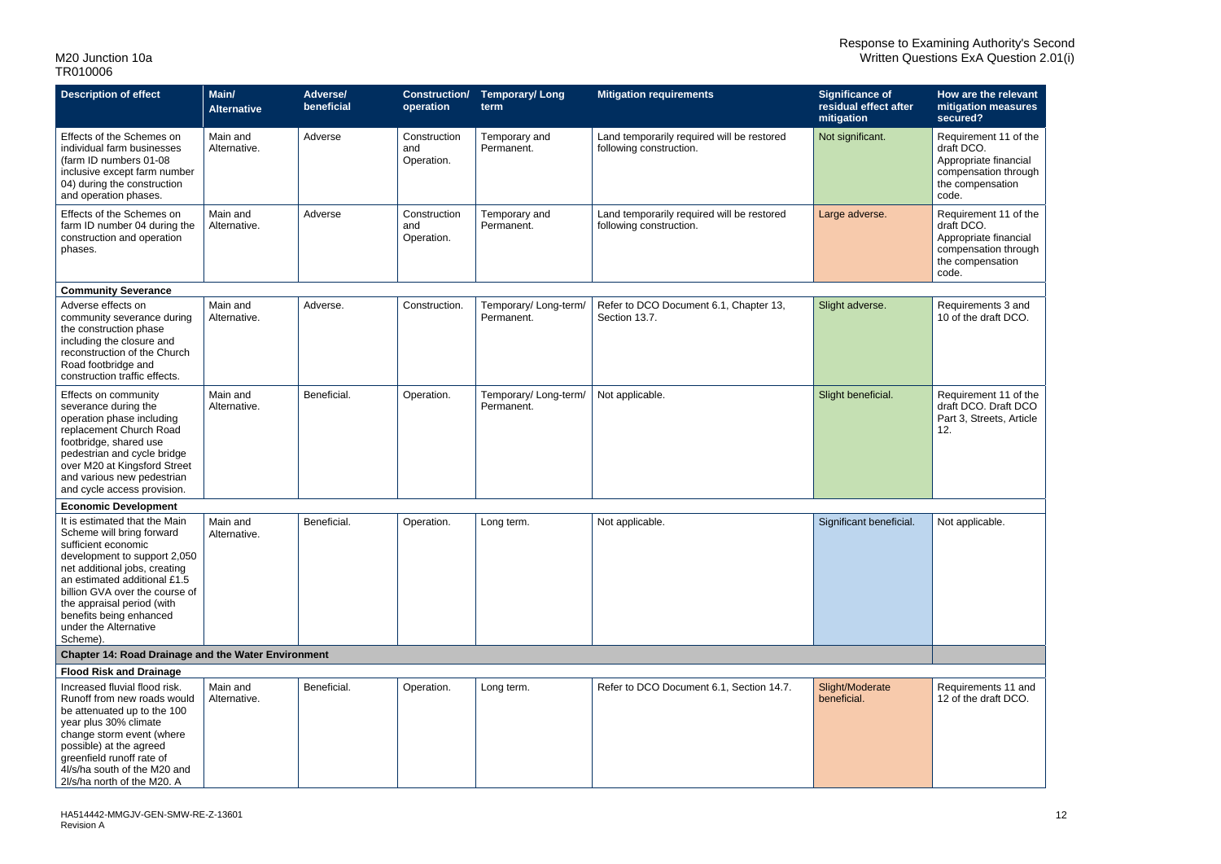| Description of effect | Main/ Alternative | Adverse/ beneficial | Construction/ operation | Temporary/ Long term | Mitigation requirements | Significance of residual effect after mitigation | How are the relevant mitigation measures secured? |
|---|---|---|---|---|---|---|---|
| Effects of the Schemes on individual farm businesses (farm ID numbers 01-08 inclusive except farm number 04) during the construction and operation phases. | Main and Alternative. | Adverse | Construction and Operation. | Temporary and Permanent. | Land temporarily required will be restored following construction. | Not significant. | Requirement 11 of the draft DCO. Appropriate financial compensation through the compensation code. |
| Effects of the Schemes on farm ID number 04 during the construction and operation phases. | Main and Alternative. | Adverse | Construction and Operation. | Temporary and Permanent. | Land temporarily required will be restored following construction. | Large adverse. | Requirement 11 of the draft DCO. Appropriate financial compensation through the compensation code. |
| **Community Severance** | | | | | | | |
| Adverse effects on community severance during the construction phase including the closure and reconstruction of the Church Road footbridge and construction traffic effects. | Main and Alternative. | Adverse. | Construction. | Temporary/ Long-term/ Permanent. | Refer to DCO Document 6.1, Chapter 13, Section 13.7. | Slight adverse. | Requirements 3 and 10 of the draft DCO. |
| Effects on community severance during the operation phase including replacement Church Road footbridge, shared use pedestrian and cycle bridge over M20 at Kingsford Street and various new pedestrian and cycle access provision. | Main and Alternative. | Beneficial. | Operation. | Temporary/ Long-term/ Permanent. | Not applicable. | Slight beneficial. | Requirement 11 of the draft DCO. Draft DCO Part 3, Streets, Article 12. |
| **Economic Development** | | | | | | | |
| It is estimated that the Main Scheme will bring forward sufficient economic development to support 2,050 net additional jobs, creating an estimated additional £1.5 billion GVA over the course of the appraisal period (with benefits being enhanced under the Alternative Scheme). | Main and Alternative. | Beneficial. | Operation. | Long term. | Not applicable. | Significant beneficial. | Not applicable. |
| **Chapter 14: Road Drainage and the Water Environment** | | | | | | | |
| **Flood Risk and Drainage** | | | | | | | |
| Increased fluvial flood risk. Runoff from new roads would be attenuated up to the 100 year plus 30% climate change storm event (where possible) at the agreed greenfield runoff rate of 4l/s/ha south of the M20 and 2l/s/ha north of the M20. A | Main and Alternative. | Beneficial. | Operation. | Long term. | Refer to DCO Document 6.1, Section 14.7. | Slight/Moderate beneficial. | Requirements 11 and 12 of the draft DCO. |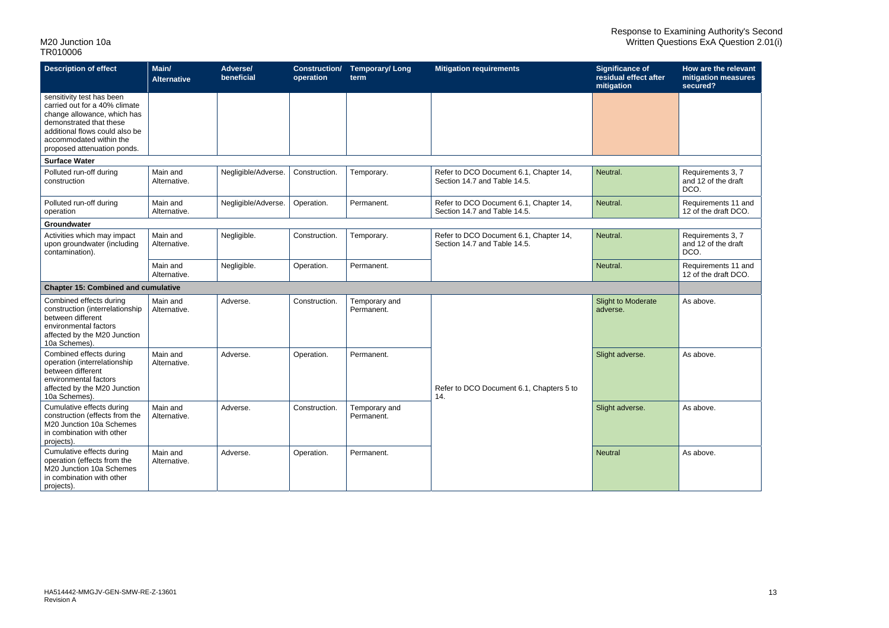| Description of effect | Main/ Alternative | Adverse/ beneficial | Construction/ operation | Temporary/ Long term | Mitigation requirements | Significance of residual effect after mitigation | How are the relevant mitigation measures secured? |
|---|---|---|---|---|---|---|---|
| sensitivity test has been carried out for a 40% climate change allowance, which has demonstrated that these additional flows could also be accommodated within the proposed attenuation ponds. | | | | | | | |
| **Surface Water** | | | | | | | |
| Polluted run-off during construction | Main and Alternative. | Negligible/Adverse. | Construction. | Temporary. | Refer to DCO Document 6.1, Chapter 14, Section 14.7 and Table 14.5. | Neutral. | Requirements 3, 7 and 12 of the draft DCO. |
| Polluted run-off during operation | Main and Alternative. | Negligible/Adverse. | Operation. | Permanent. | Refer to DCO Document 6.1, Chapter 14, Section 14.7 and Table 14.5. | Neutral. | Requirements 11 and 12 of the draft DCO. |
| **Groundwater** | | | | | | | |
| Activities which may impact upon groundwater (including contamination). | Main and Alternative. | Negligible. | Construction. | Temporary. | Refer to DCO Document 6.1, Chapter 14, Section 14.7 and Table 14.5. | Neutral. | Requirements 3, 7 and 12 of the draft DCO. |
| | Main and Alternative. | Negligible. | Operation. | Permanent. | | Neutral. | Requirements 11 and 12 of the draft DCO. |
| **Chapter 15: Combined and cumulative** | | | | | | | |
| Combined effects during construction (interrelationship between different environmental factors affected by the M20 Junction 10a Schemes). | Main and Alternative. | Adverse. | Construction. | Temporary and Permanent. | Refer to DCO Document 6.1, Chapters 5 to 14. | Slight to Moderate adverse. | As above. |
| Combined effects during operation (interrelationship between different environmental factors affected by the M20 Junction 10a Schemes). | Main and Alternative. | Adverse. | Operation. | Permanent. | | Slight adverse. | As above. |
| Cumulative effects during construction (effects from the M20 Junction 10a Schemes in combination with other projects). | Main and Alternative. | Adverse. | Construction. | Temporary and Permanent. | | Slight adverse. | As above. |
| Cumulative effects during operation (effects from the M20 Junction 10a Schemes in combination with other projects). | Main and Alternative. | Adverse. | Operation. | Permanent. | | Neutral | As above. |